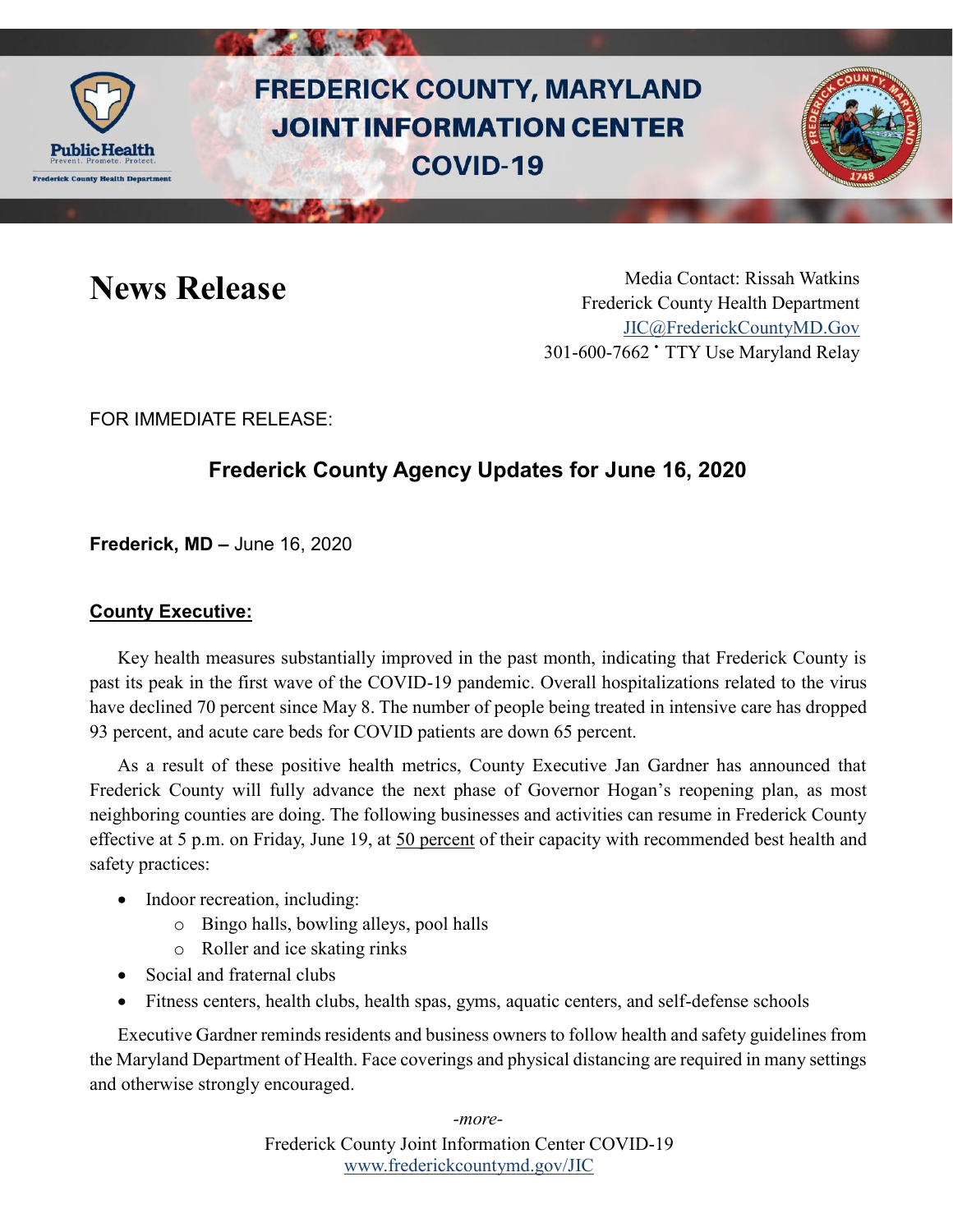# FREDERICK COUNTY, MARYLAND JOINT INFORMATION CENTER COVID-19

## News Release

Media Contact: Rissah Watkins
Frederick County Health Department
JIC@FrederickCountyMD.Gov
301-600-7662 • TTY Use Maryland Relay

FOR IMMEDIATE RELEASE:

### Frederick County Agency Updates for June 16, 2020

**Frederick, MD –** June 16, 2020

**County Executive:**

Key health measures substantially improved in the past month, indicating that Frederick County is past its peak in the first wave of the COVID-19 pandemic. Overall hospitalizations related to the virus have declined 70 percent since May 8. The number of people being treated in intensive care has dropped 93 percent, and acute care beds for COVID patients are down 65 percent.

As a result of these positive health metrics, County Executive Jan Gardner has announced that Frederick County will fully advance the next phase of Governor Hogan's reopening plan, as most neighboring counties are doing. The following businesses and activities can resume in Frederick County effective at 5 p.m. on Friday, June 19, at 50 percent of their capacity with recommended best health and safety practices:

- Indoor recreation, including:
  - Bingo halls, bowling alleys, pool halls
  - Roller and ice skating rinks
- Social and fraternal clubs
- Fitness centers, health clubs, health spas, gyms, aquatic centers, and self-defense schools

Executive Gardner reminds residents and business owners to follow health and safety guidelines from the Maryland Department of Health. Face coverings and physical distancing are required in many settings and otherwise strongly encouraged.

*-more-*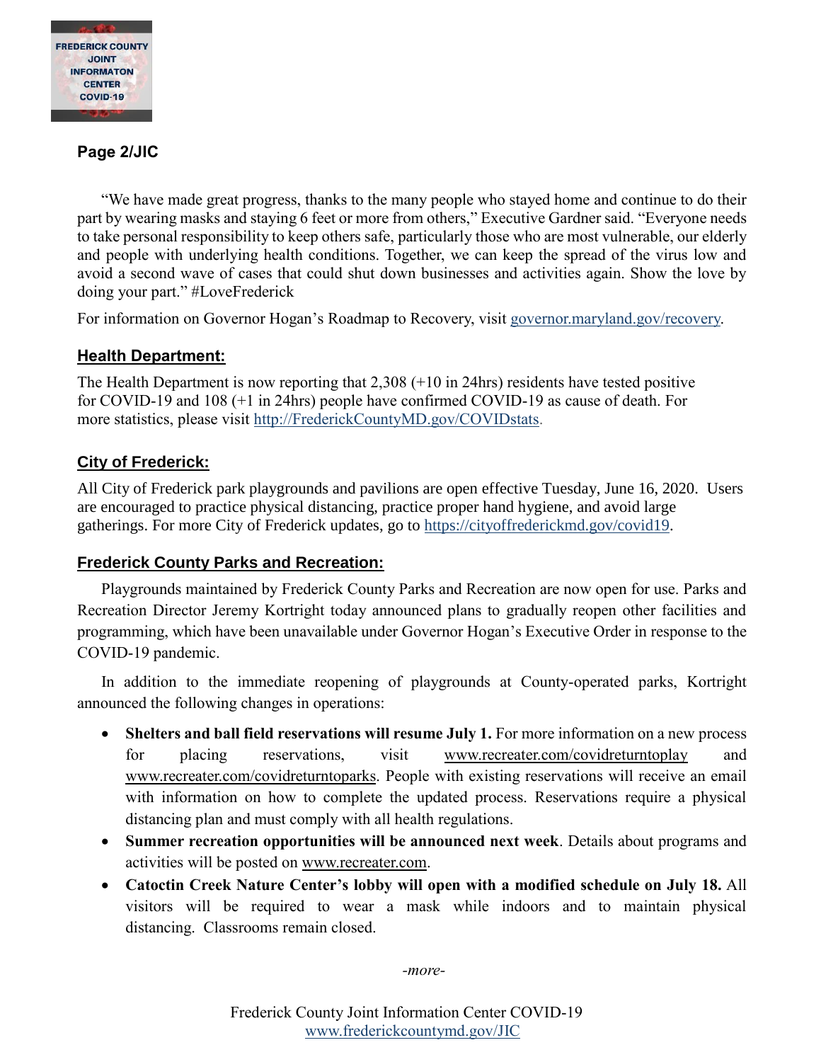**Page 2/JIC**

"We have made great progress, thanks to the many people who stayed home and continue to do their part by wearing masks and staying 6 feet or more from others," Executive Gardner said. "Everyone needs to take personal responsibility to keep others safe, particularly those who are most vulnerable, our elderly and people with underlying health conditions. Together, we can keep the spread of the virus low and avoid a second wave of cases that could shut down businesses and activities again. Show the love by doing your part." #LoveFrederick

For information on Governor Hogan's Roadmap to Recovery, visit governor.maryland.gov/recovery.

## Health Department:

The Health Department is now reporting that 2,308 (+10 in 24hrs) residents have tested positive for COVID-19 and 108 (+1 in 24hrs) people have confirmed COVID-19 as cause of death. For more statistics, please visit http://FrederickCountyMD.gov/COVIDstats.

## City of Frederick:

All City of Frederick park playgrounds and pavilions are open effective Tuesday, June 16, 2020. Users are encouraged to practice physical distancing, practice proper hand hygiene, and avoid large gatherings. For more City of Frederick updates, go to https://cityoffrederickmd.gov/covid19.

## Frederick County Parks and Recreation:

Playgrounds maintained by Frederick County Parks and Recreation are now open for use. Parks and Recreation Director Jeremy Kortright today announced plans to gradually reopen other facilities and programming, which have been unavailable under Governor Hogan's Executive Order in response to the COVID-19 pandemic.

In addition to the immediate reopening of playgrounds at County-operated parks, Kortright announced the following changes in operations:

- **Shelters and ball field reservations will resume July 1.** For more information on a new process for placing reservations, visit www.recreater.com/covidreturntoplay and www.recreater.com/covidreturntoparks. People with existing reservations will receive an email with information on how to complete the updated process. Reservations require a physical distancing plan and must comply with all health regulations.
- **Summer recreation opportunities will be announced next week**. Details about programs and activities will be posted on www.recreater.com.
- **Catoctin Creek Nature Center's lobby will open with a modified schedule on July 18.** All visitors will be required to wear a mask while indoors and to maintain physical distancing. Classrooms remain closed.

*-more-*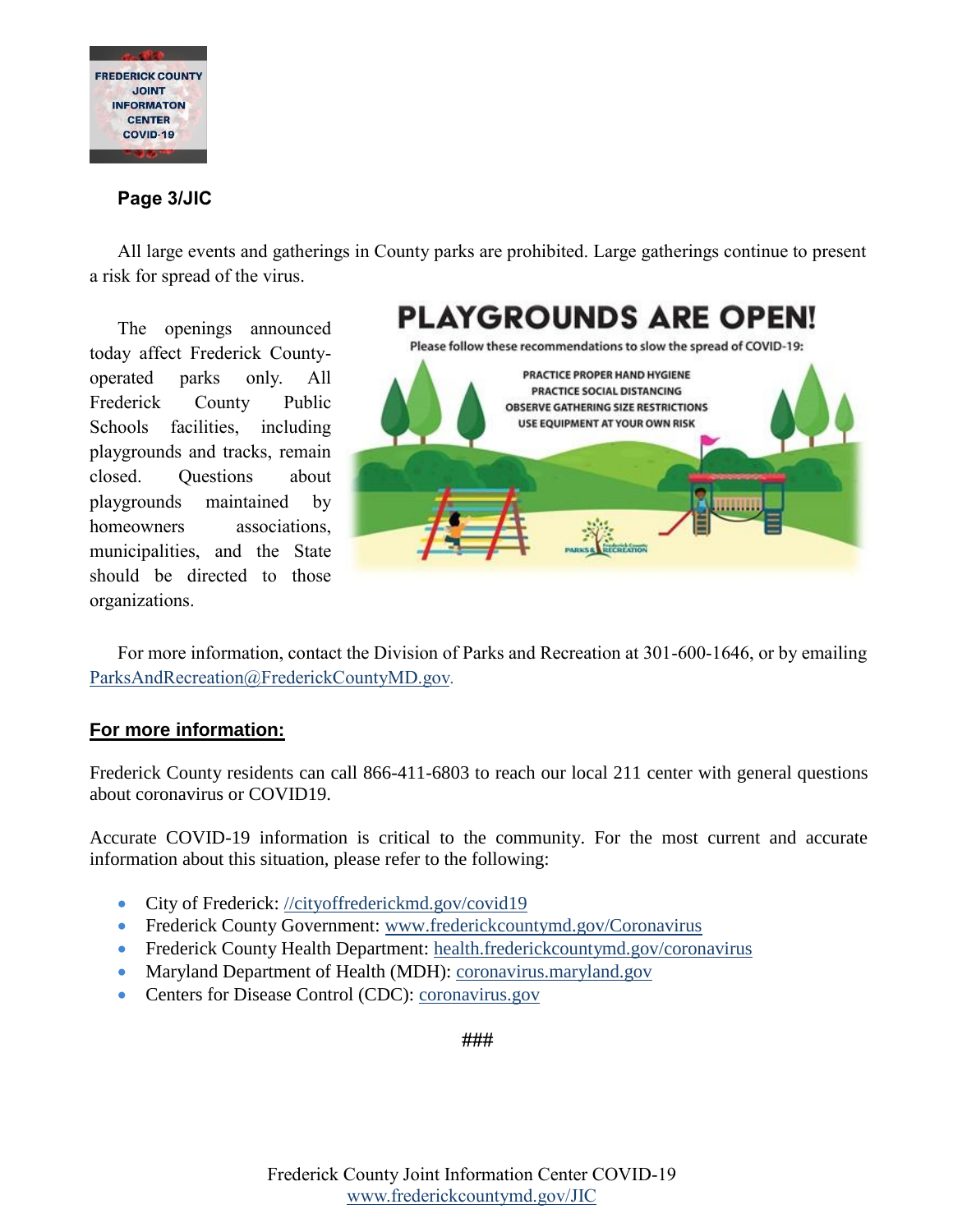**Page 3/JIC**

All large events and gatherings in County parks are prohibited. Large gatherings continue to present a risk for spread of the virus.

The openings announced today affect Frederick County-operated parks only. All Frederick County Public Schools facilities, including playgrounds and tracks, remain closed. Questions about playgrounds maintained by homeowners associations, municipalities, and the State should be directed to those organizations.

PLAYGROUNDS ARE OPEN!

Please follow these recommendations to slow the spread of COVID-19:

PRACTICE PROPER HAND HYGIENE
PRACTICE SOCIAL DISTANCING
OBSERVE GATHERING SIZE RESTRICTIONS
USE EQUIPMENT AT YOUR OWN RISK

For more information, contact the Division of Parks and Recreation at 301-600-1646, or by emailing ParksAndRecreation@FrederickCountyMD.gov.

## For more information:

Frederick County residents can call 866-411-6803 to reach our local 211 center with general questions about coronavirus or COVID19.

Accurate COVID-19 information is critical to the community. For the most current and accurate information about this situation, please refer to the following:

- City of Frederick: //cityoffrederickmd.gov/covid19
- Frederick County Government: www.frederickcountymd.gov/Coronavirus
- Frederick County Health Department: health.frederickcountymd.gov/coronavirus
- Maryland Department of Health (MDH): coronavirus.maryland.gov
- Centers for Disease Control (CDC): coronavirus.gov

###